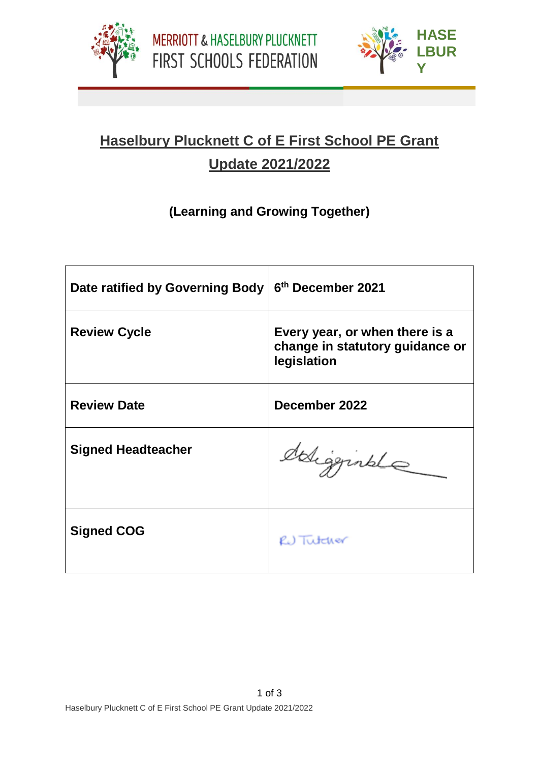MERRIOTT & HASELBURY PLUCKNETT FIRST SCHOOLS FEDERATION

HASELBURY

# Haselbury Plucknett C of E First School PE Grant Update 2021/2022

**(Learning and Growing Together)**

| **Date ratified by Governing Body** | **6th December 2021** |
|---|---|
| **Review Cycle** | **Every year, or when there is a change in statutory guidance or legislation** |
| **Review Date** | **December 2022** |
| **Signed Headteacher** | SHigginbotham |
| **Signed COG** | RJ Tutcher |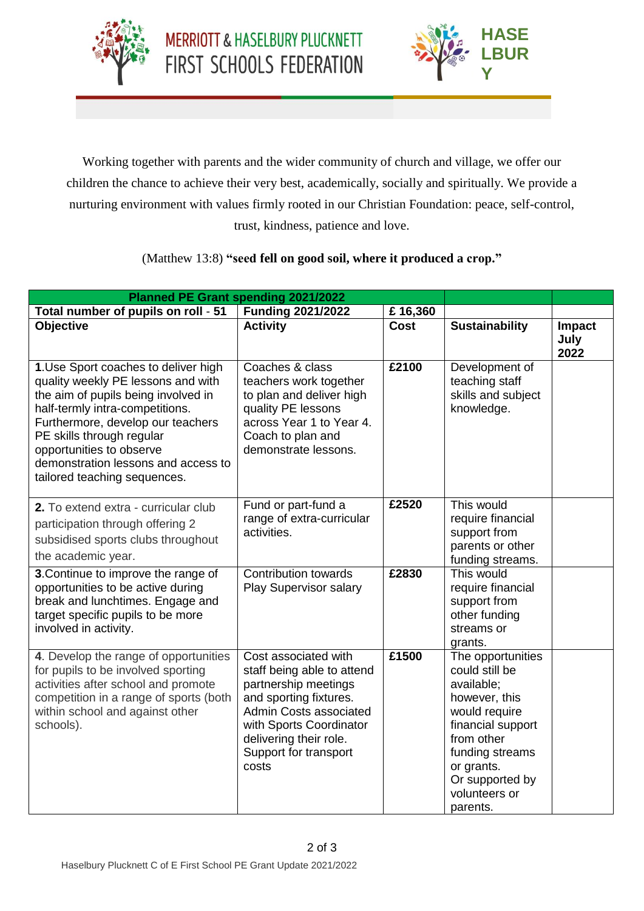MERRIOTT & HASELBURY PLUCKNETT FIRST SCHOOLS FEDERATION

HASELBURY

Working together with parents and the wider community of church and village, we offer our children the chance to achieve their very best, academically, socially and spiritually. We provide a nurturing environment with values firmly rooted in our Christian Foundation: peace, self-control, trust, kindness, patience and love.

(Matthew 13:8) **"seed fell on good soil, where it produced a crop."**

| **Planned PE Grant spending 2021/2022** | | | | |
|---|---|---|---|---|
| **Total number of pupils on roll - 51** | **Funding 2021/2022** | **£ 16,360** | | |
| **Objective** | **Activity** | **Cost** | **Sustainability** | **Impact July 2022** |
| **1.** Use Sport coaches to deliver high quality weekly PE lessons and with the aim of pupils being involved in half-termly intra-competitions. Furthermore, develop our teachers PE skills through regular opportunities to observe demonstration lessons and access to tailored teaching sequences. | Coaches & class teachers work together to plan and deliver high quality PE lessons across Year 1 to Year 4. Coach to plan and demonstrate lessons. | **£2100** | Development of teaching staff skills and subject knowledge. | |
| **2.** To extend extra - curricular club participation through offering 2 subsidised sports clubs throughout the academic year. | Fund or part-fund a range of extra-curricular activities. | **£2520** | This would require financial support from parents or other funding streams. | |
| **3.** Continue to improve the range of opportunities to be active during break and lunchtimes. Engage and target specific pupils to be more involved in activity. | Contribution towards Play Supervisor salary | **£2830** | This would require financial support from other funding streams or grants. | |
| **4.** Develop the range of opportunities for pupils to be involved sporting activities after school and promote competition in a range of sports (both within school and against other schools). | Cost associated with staff being able to attend partnership meetings and sporting fixtures. Admin Costs associated with Sports Coordinator delivering their role. Support for transport costs | **£1500** | The opportunities could still be available; however, this would require financial support from other funding streams or grants. Or supported by volunteers or parents. | |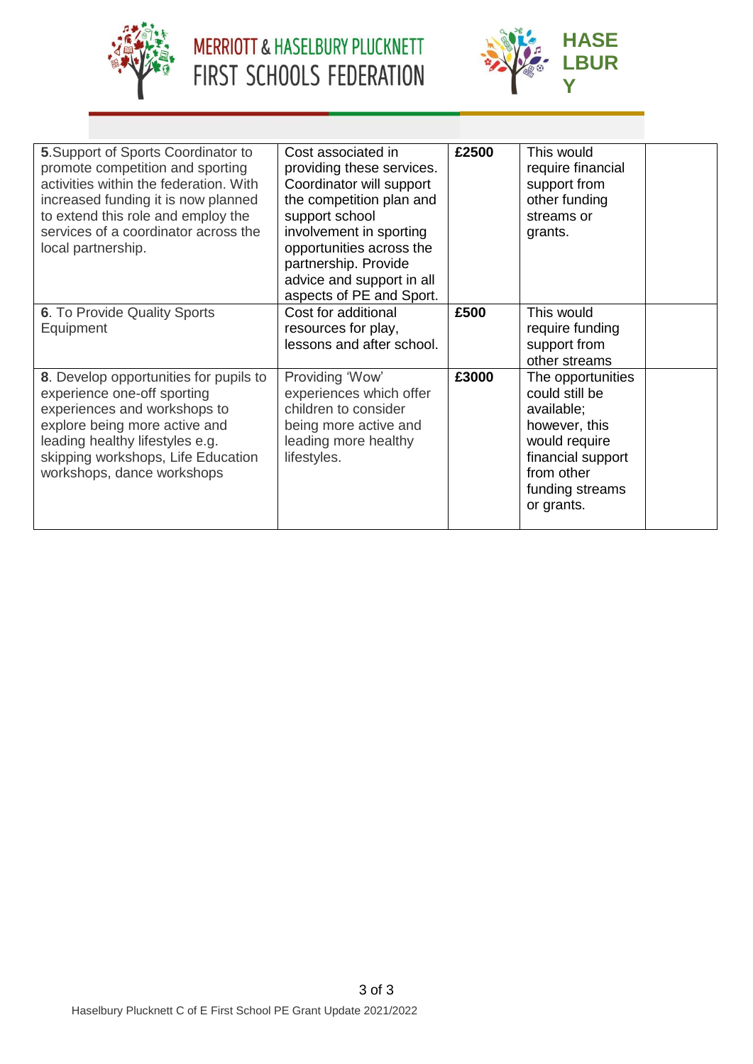| | | | | |
|---|---|---|---|---|
| **5**.Support of Sports Coordinator to promote competition and sporting activities within the federation. With increased funding it is now planned to extend this role and employ the services of a coordinator across the local partnership. | Cost associated in providing these services. Coordinator will support the competition plan and support school involvement in sporting opportunities across the partnership. Provide advice and support in all aspects of PE and Sport. | **£2500** | This would require financial support from other funding streams or grants. | |
| **6**. To Provide Quality Sports Equipment | Cost for additional resources for play, lessons and after school. | **£500** | This would require funding support from other streams | |
| **8**. Develop opportunities for pupils to experience one-off sporting experiences and workshops to explore being more active and leading healthy lifestyles e.g. skipping workshops, Life Education workshops, dance workshops | Providing 'Wow' experiences which offer children to consider being more active and leading more healthy lifestyles. | **£3000** | The opportunities could still be available; however, this would require financial support from other funding streams or grants. | |